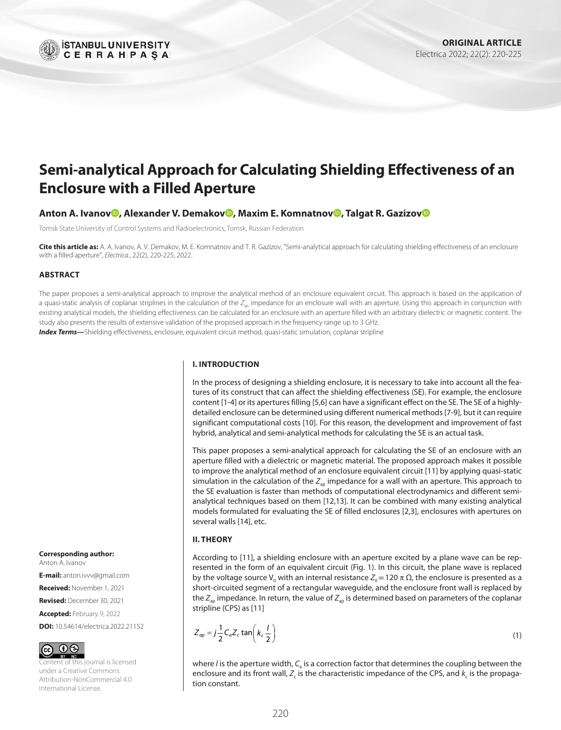**ORIGINAL ARTICLE**

# Semi-analytical Approach for Calculating Shielding Effectiveness of an Enclosure with a Filled Aperture

**Anton A. Ivanov, Alexander V. Demakov, Maxim E. Komnatnov, Talgat R. Gazizov**

Tomsk State University of Control Systems and Radioelectronics, Tomsk, Russian Federation

**Cite this article as:** A. A. Ivanov, A. V. Demakov, M. E. Komnatnov and T. R. Gazizov, "Semi-analytical approach for calculating shielding effectiveness of an enclosure with a filled aperture", *Electrica.*, 22(2), 220-225, 2022.

## ABSTRACT

The paper proposes a semi-analytical approach to improve the analytical method of an enclosure equivalent circuit. This approach is based on the application of a quasi-static analysis of coplanar striplines in the calculation of the $Z_{ap}$ impedance for an enclosure wall with an aperture. Using this approach in conjunction with existing analytical models, the shielding effectiveness can be calculated for an enclosure with an aperture filled with an arbitrary dielectric or magnetic content. The study also presents the results of extensive validation of the proposed approach in the frequency range up to 3 GHz.

***Index Terms—***Shielding effectiveness, enclosure, equivalent circuit method, quasi-static simulation, coplanar stripline

## I. INTRODUCTION

In the process of designing a shielding enclosure, it is necessary to take into account all the features of its construct that can affect the shielding effectiveness (SE). For example, the enclosure content [1-4] or its apertures filling [5,6] can have a significant effect on the SE. The SE of a highly-detailed enclosure can be determined using different numerical methods [7-9], but it can require significant computational costs [10]. For this reason, the development and improvement of fast hybrid, analytical and semi-analytical methods for calculating the SE is an actual task.

This paper proposes a semi-analytical approach for calculating the SE of an enclosure with an aperture filled with a dielectric or magnetic material. The proposed approach makes it possible to improve the analytical method of an enclosure equivalent circuit [11] by applying quasi-static simulation in the calculation of the $Z_{ap}$ impedance for a wall with an aperture. This approach to the SE evaluation is faster than methods of computational electrodynamics and different semi-analytical techniques based on them [12,13]. It can be combined with many existing analytical models formulated for evaluating the SE of filled enclosures [2,3], enclosures with apertures on several walls [14], etc.

## II. THEORY

According to [11], a shielding enclosure with an aperture excited by a plane wave can be represented in the form of an equivalent circuit (Fig. 1). In this circuit, the plane wave is replaced by the voltage source $V_0$ with an internal resistance $Z_0 = 120\,\pi\,\Omega$, the enclosure is presented as a short-circuited segment of a rectangular waveguide, and the enclosure front wall is replaced by the $Z_{ap}$ impedance. In return, the value of $Z_{ap}$ is determined based on parameters of the coplanar stripline (CPS) as [11]

$$Z_{ap} = j\frac{1}{2}C_a Z_c \tan\left(k_c \frac{l}{2}\right) \tag{1}$$

where $l$ is the aperture width, $C_a$ is a correction factor that determines the coupling between the enclosure and its front wall, $Z_c$ is the characteristic impedance of the CPS, and $k_c$ is the propagation constant.

**Corresponding author:** Anton A. Ivanov

**E-mail:** anton.ivvv@gmail.com

**Received:** November 1, 2021

**Revised:** December 30, 2021

**Accepted:** February 9, 2022

**DOI:** 10.54614/electrica.2022.21152

Content of this journal is licensed under a Creative Commons Attribution-NonCommercial 4.0 International License.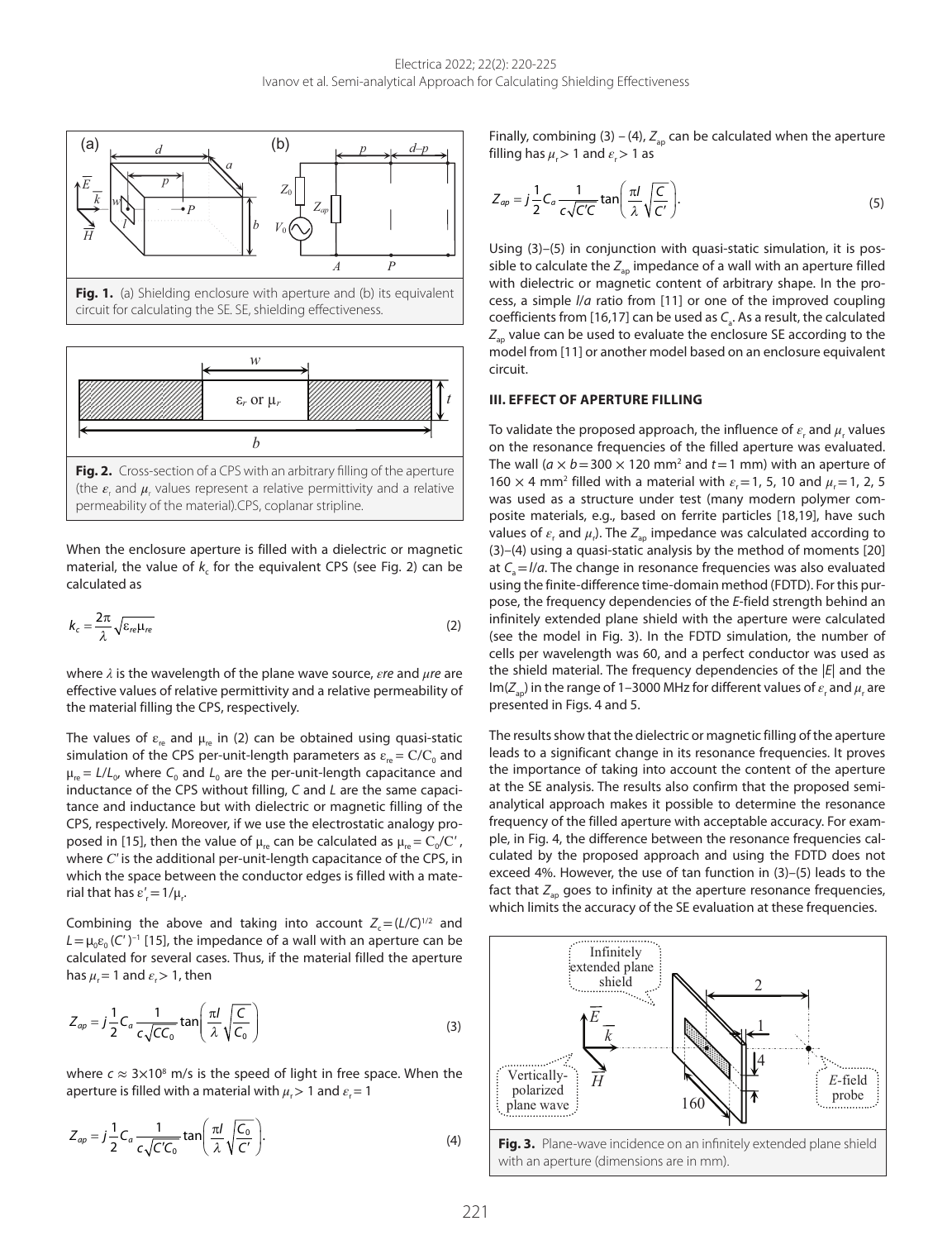Fig. 1. (a) Shielding enclosure with aperture and (b) its equivalent circuit for calculating the SE. SE, shielding effectiveness.

Fig. 2. Cross-section of a CPS with an arbitrary filling of the aperture (the $\varepsilon_r$ and $\mu_r$ values represent a relative permittivity and a relative permeability of the material).CPS, coplanar stripline.

When the enclosure aperture is filled with a dielectric or magnetic material, the value of $k_c$ for the equivalent CPS (see Fig. 2) can be calculated as

$$k_c = \frac{2\pi}{\lambda}\sqrt{\varepsilon_{re}\mu_{re}} \tag{2}$$

where $\lambda$ is the wavelength of the plane wave source, $\varepsilon re$ and $\mu re$ are effective values of relative permittivity and a relative permeability of the material filling the CPS, respectively.

The values of $\varepsilon_{re}$ and $\mu_{re}$ in (2) can be obtained using quasi-static simulation of the CPS per-unit-length parameters as $\varepsilon_{re} = C/C_0$ and $\mu_{re} = L/L_0$, where $C_0$ and $L_0$ are the per-unit-length capacitance and inductance of the CPS without filling, $C$ and $L$ are the same capacitance and inductance but with dielectric or magnetic filling of the CPS, respectively. Moreover, if we use the electrostatic analogy proposed in [15], then the value of $\mu_{re}$ can be calculated as $\mu_{re} = C_0/C'$, where $C'$ is the additional per-unit-length capacitance of the CPS, in which the space between the conductor edges is filled with a material that has $\varepsilon'_r = 1/\mu_r$.

Combining the above and taking into account $Z_c = (L/C)^{1/2}$ and $L = \mu_0\varepsilon_0 (C')^{-1}$ [15], the impedance of a wall with an aperture can be calculated for several cases. Thus, if the material filled the aperture has $\mu_r = 1$ and $\varepsilon_r > 1$, then

$$Z_{ap} = j\frac{1}{2}C_a\frac{1}{c\sqrt{CC_0}}\tan\left(\frac{\pi l}{\lambda}\sqrt{\frac{C}{C_0}}\right) \tag{3}$$

where $c \approx 3\times10^8$ m/s is the speed of light in free space. When the aperture is filled with a material with $\mu_r > 1$ and $\varepsilon_r = 1$

$$Z_{ap} = j\frac{1}{2}C_a\frac{1}{c\sqrt{C'C_0}}\tan\left(\frac{\pi l}{\lambda}\sqrt{\frac{C_0}{C'}}\right). \tag{4}$$

Finally, combining (3) – (4), $Z_{ap}$ can be calculated when the aperture filling has $\mu_r > 1$ and $\varepsilon_r > 1$ as

$$Z_{ap} = j\frac{1}{2}C_a\frac{1}{c\sqrt{C'C}}\tan\left(\frac{\pi l}{\lambda}\sqrt{\frac{C}{C'}}\right). \tag{5}$$

Using (3)–(5) in conjunction with quasi-static simulation, it is possible to calculate the $Z_{ap}$ impedance of a wall with an aperture filled with dielectric or magnetic content of arbitrary shape. In the process, a simple $l/a$ ratio from [11] or one of the improved coupling coefficients from [16,17] can be used as $C_a$. As a result, the calculated $Z_{ap}$ value can be used to evaluate the enclosure SE according to the model from [11] or another model based on an enclosure equivalent circuit.

## III. EFFECT OF APERTURE FILLING

To validate the proposed approach, the influence of $\varepsilon_r$ and $\mu_r$ values on the resonance frequencies of the filled aperture was evaluated. The wall ($a \times b = 300 \times 120$ mm$^2$ and $t = 1$ mm) with an aperture of $160 \times 4$ mm$^2$ filled with a material with $\varepsilon_r = 1$, 5, 10 and $\mu_r = 1$, 2, 5 was used as a structure under test (many modern polymer composite materials, e.g., based on ferrite particles [18,19], have such values of $\varepsilon_r$ and $\mu_r$). The $Z_{ap}$ impedance was calculated according to (3)–(4) using a quasi-static analysis by the method of moments [20] at $C_a = l/a$. The change in resonance frequencies was also evaluated using the finite-difference time-domain method (FDTD). For this purpose, the frequency dependencies of the $E$-field strength behind an infinitely extended plane shield with the aperture were calculated (see the model in Fig. 3). In the FDTD simulation, the number of cells per wavelength was 60, and a perfect conductor was used as the shield material. The frequency dependencies of the $|E|$ and the $\mathrm{Im}(Z_{ap})$ in the range of 1–3000 MHz for different values of $\varepsilon_r$ and $\mu_r$ are presented in Figs. 4 and 5.

The results show that the dielectric or magnetic filling of the aperture leads to a significant change in its resonance frequencies. It proves the importance of taking into account the content of the aperture at the SE analysis. The results also confirm that the proposed semi-analytical approach makes it possible to determine the resonance frequency of the filled aperture with acceptable accuracy. For example, in Fig. 4, the difference between the resonance frequencies calculated by the proposed approach and using the FDTD does not exceed 4%. However, the use of tan function in (3)–(5) leads to the fact that $Z_{ap}$ goes to infinity at the aperture resonance frequencies, which limits the accuracy of the SE evaluation at these frequencies.

Fig. 3. Plane-wave incidence on an infinitely extended plane shield with an aperture (dimensions are in mm).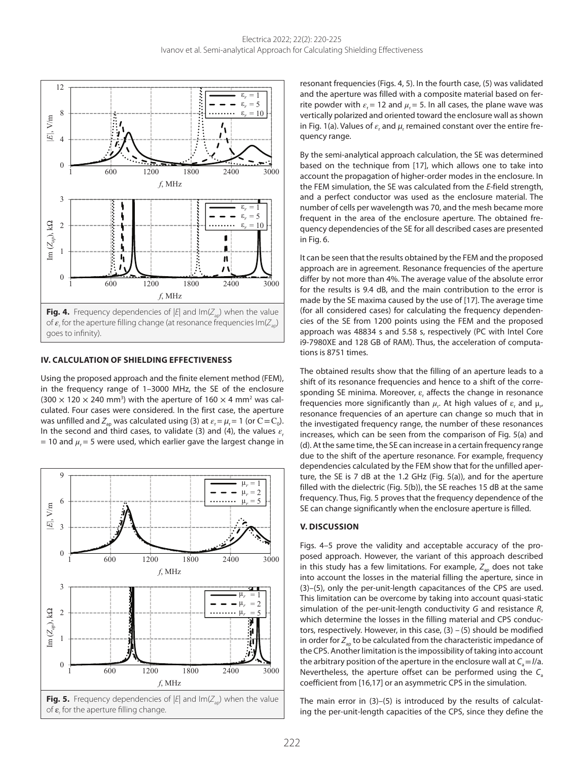**Fig. 4.** Frequency dependencies of $|E|$ and $\mathrm{Im}(Z_{ap})$ when the value of $\varepsilon_r$ for the aperture filling change (at resonance frequencies $\mathrm{Im}(Z_{ap})$ goes to infinity).

## IV. CALCULATION OF SHIELDING EFFECTIVENESS

Using the proposed approach and the finite element method (FEM), in the frequency range of 1–3000 MHz, the SE of the enclosure ($300 \times 120 \times 240$ mm$^3$) with the aperture of $160 \times 4$ mm$^2$ was calculated. Four cases were considered. In the first case, the aperture was unfilled and $Z_{ap}$ was calculated using (3) at $\varepsilon_r = \mu_r = 1$ (or $C = C_0$). In the second and third cases, to validate (3) and (4), the values $\varepsilon_r = 10$ and $\mu_r = 5$ were used, which earlier gave the largest change in resonant frequencies (Figs. 4, 5). In the fourth case, (5) was validated and the aperture was filled with a composite material based on ferrite powder with $\varepsilon_r = 12$ and $\mu_r = 5$. In all cases, the plane wave was vertically polarized and oriented toward the enclosure wall as shown in Fig. 1(a). Values of $\varepsilon_r$ and $\mu_r$ remained constant over the entire frequency range.

**Fig. 5.** Frequency dependencies of $|E|$ and $\mathrm{Im}(Z_{ap})$ when the value of $\varepsilon_r$ for the aperture filling change.

By the semi-analytical approach calculation, the SE was determined based on the technique from [17], which allows one to take into account the propagation of higher-order modes in the enclosure. In the FEM simulation, the SE was calculated from the *E*-field strength, and a perfect conductor was used as the enclosure material. The number of cells per wavelength was 70, and the mesh became more frequent in the area of the enclosure aperture. The obtained frequency dependencies of the SE for all described cases are presented in Fig. 6.

It can be seen that the results obtained by the FEM and the proposed approach are in agreement. Resonance frequencies of the aperture differ by not more than 4%. The average value of the absolute error for the results is 9.4 dB, and the main contribution to the error is made by the SE maxima caused by the use of [17]. The average time (for all considered cases) for calculating the frequency dependencies of the SE from 1200 points using the FEM and the proposed approach was 48834 s and 5.58 s, respectively (PC with Intel Core i9-7980XE and 128 GB of RAM). Thus, the acceleration of computations is 8751 times.

The obtained results show that the filling of an aperture leads to a shift of its resonance frequencies and hence to a shift of the corresponding SE minima. Moreover, $\varepsilon_r$ affects the change in resonance frequencies more significantly than $\mu_r$. At high values of $\varepsilon_r$ and $\mu_r$, resonance frequencies of an aperture can change so much that in the investigated frequency range, the number of these resonances increases, which can be seen from the comparison of Fig. 5(a) and (d). At the same time, the SE can increase in a certain frequency range due to the shift of the aperture resonance. For example, frequency dependencies calculated by the FEM show that for the unfilled aperture, the SE is 7 dB at the 1.2 GHz (Fig. 5(a)), and for the aperture filled with the dielectric (Fig. 5(b)), the SE reaches 15 dB at the same frequency. Thus, Fig. 5 proves that the frequency dependence of the SE can change significantly when the enclosure aperture is filled.

## V. DISCUSSION

Figs. 4–5 prove the validity and acceptable accuracy of the proposed approach. However, the variant of this approach described in this study has a few limitations. For example, $Z_{ap}$ does not take into account the losses in the material filling the aperture, since in (3)–(5), only the per-unit-length capacitances of the CPS are used. This limitation can be overcome by taking into account quasi-static simulation of the per-unit-length conductivity *G* and resistance *R*, which determine the losses in the filling material and CPS conductors, respectively. However, in this case, (3) – (5) should be modified in order for $Z_{ap}$ to be calculated from the characteristic impedance of the CPS. Another limitation is the impossibility of taking into account the arbitrary position of the aperture in the enclosure wall at $C_a = l/a$. Nevertheless, the aperture offset can be performed using the $C_a$ coefficient from [16,17] or an asymmetric CPS in the simulation.

The main error in (3)–(5) is introduced by the results of calculating the per-unit-length capacities of the CPS, since they define the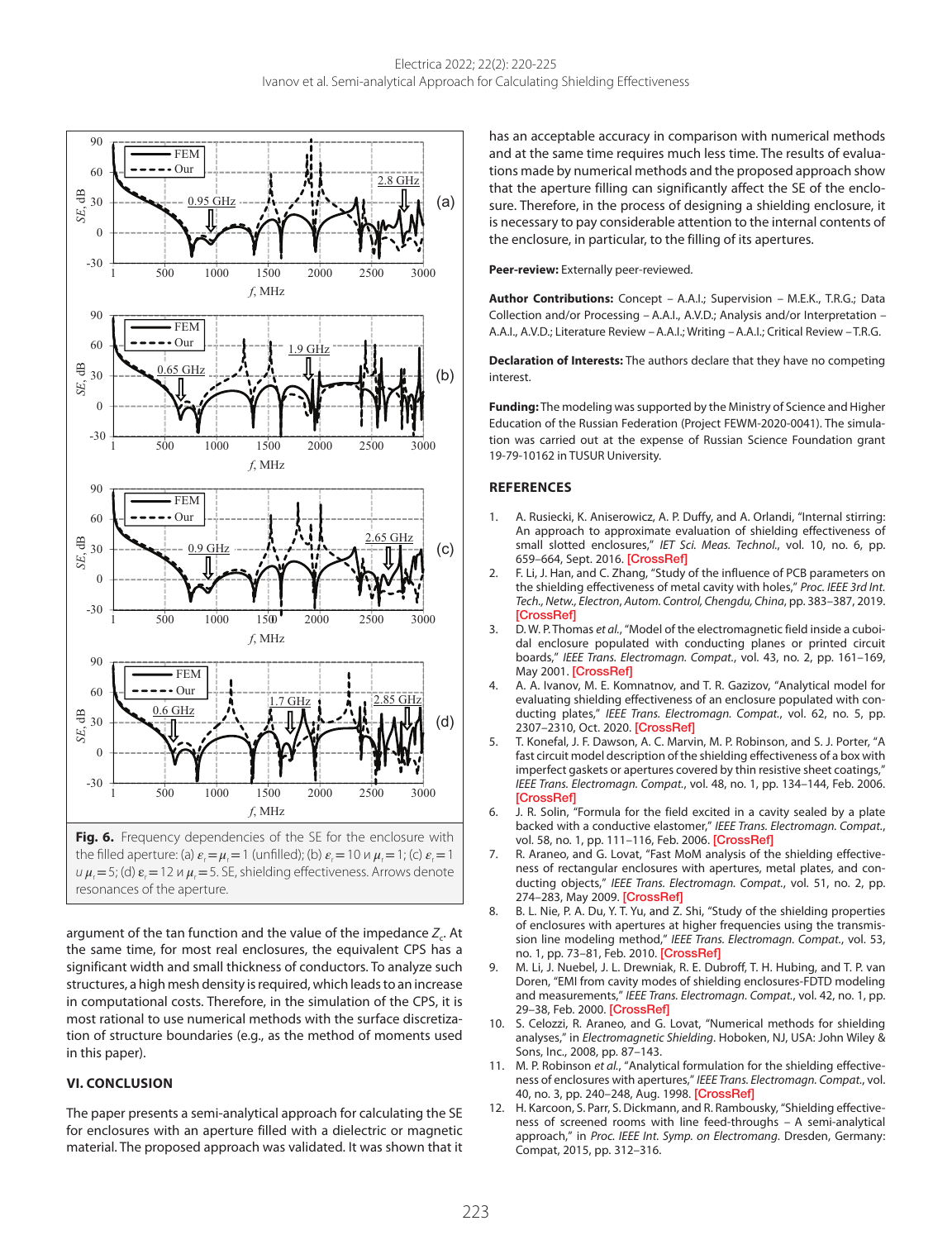Fig. 6. Frequency dependencies of the SE for the enclosure with the filled aperture: (a) $\varepsilon_r = \mu_r = 1$ (unfilled); (b) $\varepsilon_r = 10$ и $\mu_r = 1$; (c) $\varepsilon_r = 1$ и $\mu_r = 5$; (d) $\varepsilon_r = 12$ и $\mu_r = 5$. SE, shielding effectiveness. Arrows denote resonances of the aperture.

argument of the tan function and the value of the impedance $Z_c$. At the same time, for most real enclosures, the equivalent CPS has a significant width and small thickness of conductors. To analyze such structures, a high mesh density is required, which leads to an increase in computational costs. Therefore, in the simulation of the CPS, it is most rational to use numerical methods with the surface discretization of structure boundaries (e.g., as the method of moments used in this paper).

## VI. CONCLUSION

The paper presents a semi-analytical approach for calculating the SE for enclosures with an aperture filled with a dielectric or magnetic material. The proposed approach was validated. It was shown that it has an acceptable accuracy in comparison with numerical methods and at the same time requires much less time. The results of evaluations made by numerical methods and the proposed approach show that the aperture filling can significantly affect the SE of the enclosure. Therefore, in the process of designing a shielding enclosure, it is necessary to pay considerable attention to the internal contents of the enclosure, in particular, to the filling of its apertures.

**Peer-review:** Externally peer-reviewed.

**Author Contributions:** Concept – A.A.I.; Supervision – M.E.K., T.R.G.; Data Collection and/or Processing – A.A.I., A.V.D.; Analysis and/or Interpretation – A.A.I., A.V.D.; Literature Review – A.A.I.; Writing – A.A.I.; Critical Review – T.R.G.

**Declaration of Interests:** The authors declare that they have no competing interest.

**Funding:** The modeling was supported by the Ministry of Science and Higher Education of the Russian Federation (Project FEWM-2020-0041). The simulation was carried out at the expense of Russian Science Foundation grant 19-79-10162 in TUSUR University.

## REFERENCES

1. A. Rusiecki, K. Aniserowicz, A. P. Duffy, and A. Orlandi, "Internal stirring: An approach to approximate evaluation of shielding effectiveness of small slotted enclosures," *IET Sci. Meas. Technol.*, vol. 10, no. 6, pp. 659–664, Sept. 2016. [CrossRef]
2. F. Li, J. Han, and C. Zhang, "Study of the influence of PCB parameters on the shielding effectiveness of metal cavity with holes," *Proc. IEEE 3rd Int. Tech., Netw., Electron, Autom. Control, Chengdu, China*, pp. 383–387, 2019. [CrossRef]
3. D. W. P. Thomas *et al.*, "Model of the electromagnetic field inside a cuboidal enclosure populated with conducting planes or printed circuit boards," *IEEE Trans. Electromagn. Compat.*, vol. 43, no. 2, pp. 161–169, May 2001. [CrossRef]
4. A. A. Ivanov, M. E. Komnatnov, and T. R. Gazizov, "Analytical model for evaluating shielding effectiveness of an enclosure populated with conducting plates," *IEEE Trans. Electromagn. Compat.*, vol. 62, no. 5, pp. 2307–2310, Oct. 2020. [CrossRef]
5. T. Konefal, J. F. Dawson, A. C. Marvin, M. P. Robinson, and S. J. Porter, "A fast circuit model description of the shielding effectiveness of a box with imperfect gaskets or apertures covered by thin resistive sheet coatings," *IEEE Trans. Electromagn. Compat.*, vol. 48, no. 1, pp. 134–144, Feb. 2006. [CrossRef]
6. J. R. Solin, "Formula for the field excited in a cavity sealed by a plate backed with a conductive elastomer," *IEEE Trans. Electromagn. Compat.*, vol. 58, no. 1, pp. 111–116, Feb. 2006. [CrossRef]
7. R. Araneo, and G. Lovat, "Fast MoM analysis of the shielding effectiveness of rectangular enclosures with apertures, metal plates, and conducting objects," *IEEE Trans. Electromagn. Compat.*, vol. 51, no. 2, pp. 274–283, May 2009. [CrossRef]
8. B. L. Nie, P. A. Du, Y. T. Yu, and Z. Shi, "Study of the shielding properties of enclosures with apertures at higher frequencies using the transmission line modeling method," *IEEE Trans. Electromagn. Compat.*, vol. 53, no. 1, pp. 73–81, Feb. 2010. [CrossRef]
9. M. Li, J. Nuebel, J. L. Drewniak, R. E. Dubroff, T. H. Hubing, and T. P. van Doren, "EMI from cavity modes of shielding enclosures-FDTD modeling and measurements," *IEEE Trans. Electromagn. Compat.*, vol. 42, no. 1, pp. 29–38, Feb. 2000. [CrossRef]
10. S. Celozzi, R. Araneo, and G. Lovat, "Numerical methods for shielding analyses," in *Electromagnetic Shielding*. Hoboken, NJ, USA: John Wiley & Sons, Inc., 2008, pp. 87–143.
11. M. P. Robinson *et al.*, "Analytical formulation for the shielding effectiveness of enclosures with apertures," *IEEE Trans. Electromagn. Compat.*, vol. 40, no. 3, pp. 240–248, Aug. 1998. [CrossRef]
12. H. Karcoon, S. Parr, S. Dickmann, and R. Rambousky, "Shielding effectiveness of screened rooms with line feed-throughs – A semi-analytical approach," in *Proc. IEEE Int. Symp. on Electromang.* Dresden, Germany: Compat, 2015, pp. 312–316.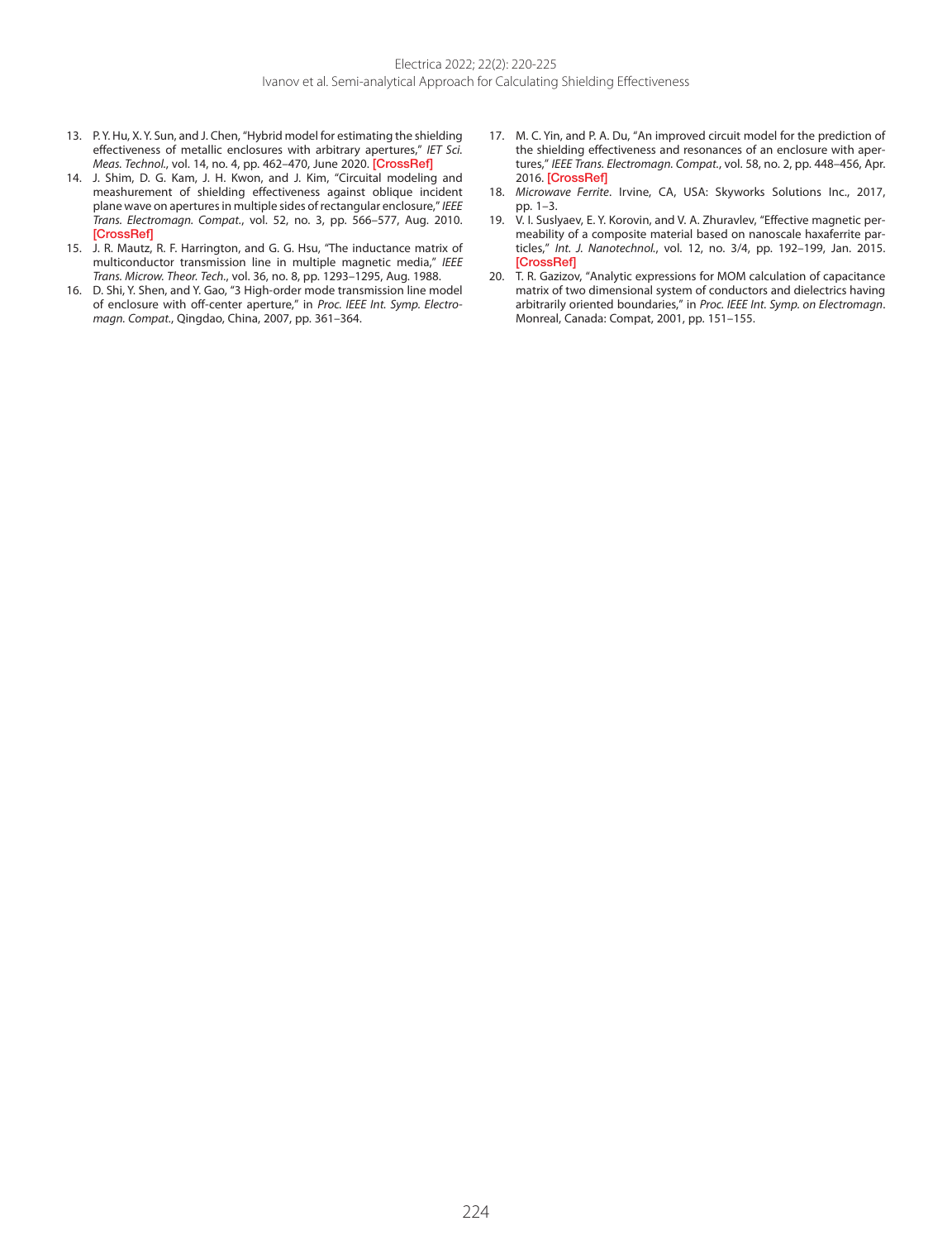13. P. Y. Hu, X. Y. Sun, and J. Chen, "Hybrid model for estimating the shielding effectiveness of metallic enclosures with arbitrary apertures," *IET Sci. Meas. Technol.*, vol. 14, no. 4, pp. 462–470, June 2020. [CrossRef]
14. J. Shim, D. G. Kam, J. H. Kwon, and J. Kim, "Circuital modeling and meashurement of shielding effectiveness against oblique incident plane wave on apertures in multiple sides of rectangular enclosure," *IEEE Trans. Electromagn. Compat.*, vol. 52, no. 3, pp. 566–577, Aug. 2010. [CrossRef]
15. J. R. Mautz, R. F. Harrington, and G. G. Hsu, "The inductance matrix of multiconductor transmission line in multiple magnetic media," *IEEE Trans. Microw. Theor. Tech*., vol. 36, no. 8, pp. 1293–1295, Aug. 1988.
16. D. Shi, Y. Shen, and Y. Gao, "3 High-order mode transmission line model of enclosure with off-center aperture," in *Proc. IEEE Int. Symp. Electromagn. Compat.*, Qingdao, China, 2007, pp. 361–364.
17. M. C. Yin, and P. A. Du, "An improved circuit model for the prediction of the shielding effectiveness and resonances of an enclosure with apertures," *IEEE Trans. Electromagn. Compat.*, vol. 58, no. 2, pp. 448–456, Apr. 2016. [CrossRef]
18. *Microwave Ferrite*. Irvine, CA, USA: Skyworks Solutions Inc., 2017, pp. 1–3.
19. V. I. Suslyaev, E. Y. Korovin, and V. A. Zhuravlev, "Effective magnetic permeability of a composite material based on nanoscale haxaferrite particles," *Int. J. Nanotechnol.*, vol. 12, no. 3/4, pp. 192–199, Jan. 2015. [CrossRef]
20. T. R. Gazizov, "Analytic expressions for MOM calculation of capacitance matrix of two dimensional system of conductors and dielectrics having arbitrarily oriented boundaries," in *Proc. IEEE Int. Symp. on Electromagn*. Monreal, Canada: Compat, 2001, pp. 151–155.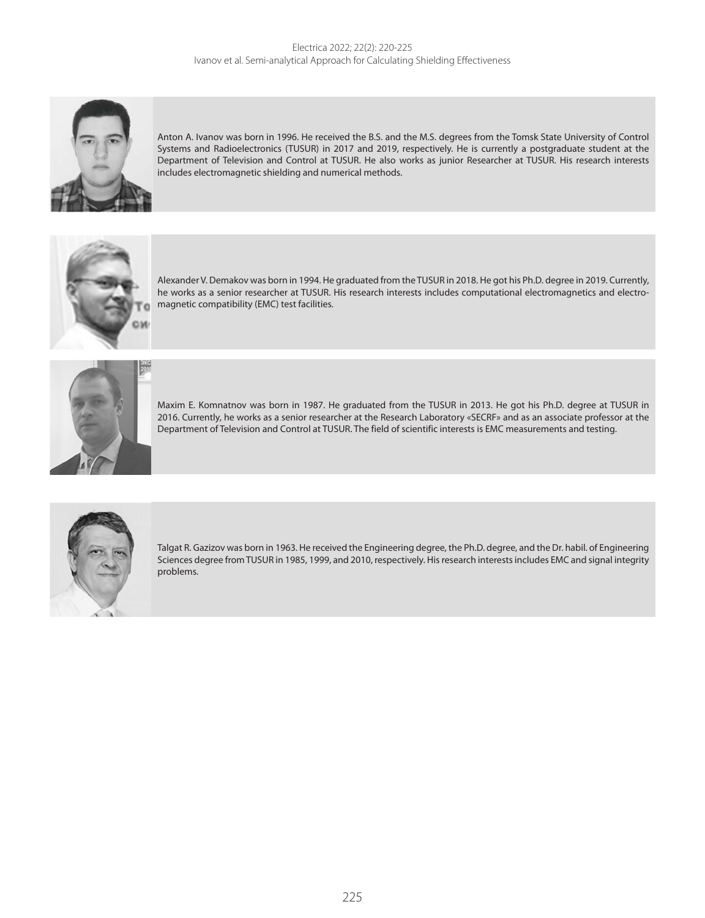Anton A. Ivanov was born in 1996. He received the B.S. and the M.S. degrees from the Tomsk State University of Control Systems and Radioelectronics (TUSUR) in 2017 and 2019, respectively. He is currently a postgraduate student at the Department of Television and Control at TUSUR. He also works as junior Researcher at TUSUR. His research interests includes electromagnetic shielding and numerical methods.

Alexander V. Demakov was born in 1994. He graduated from the TUSUR in 2018. He got his Ph.D. degree in 2019. Currently, he works as a senior researcher at TUSUR. His research interests includes computational electromagnetics and electromagnetic compatibility (EMC) test facilities.

Maxim E. Komnatnov was born in 1987. He graduated from the TUSUR in 2013. He got his Ph.D. degree at TUSUR in 2016. Currently, he works as a senior researcher at the Research Laboratory «SECRF» and as an associate professor at the Department of Television and Control at TUSUR. The field of scientific interests is EMC measurements and testing.

Talgat R. Gazizov was born in 1963. He received the Engineering degree, the Ph.D. degree, and the Dr. habil. of Engineering Sciences degree from TUSUR in 1985, 1999, and 2010, respectively. His research interests includes EMC and signal integrity problems.